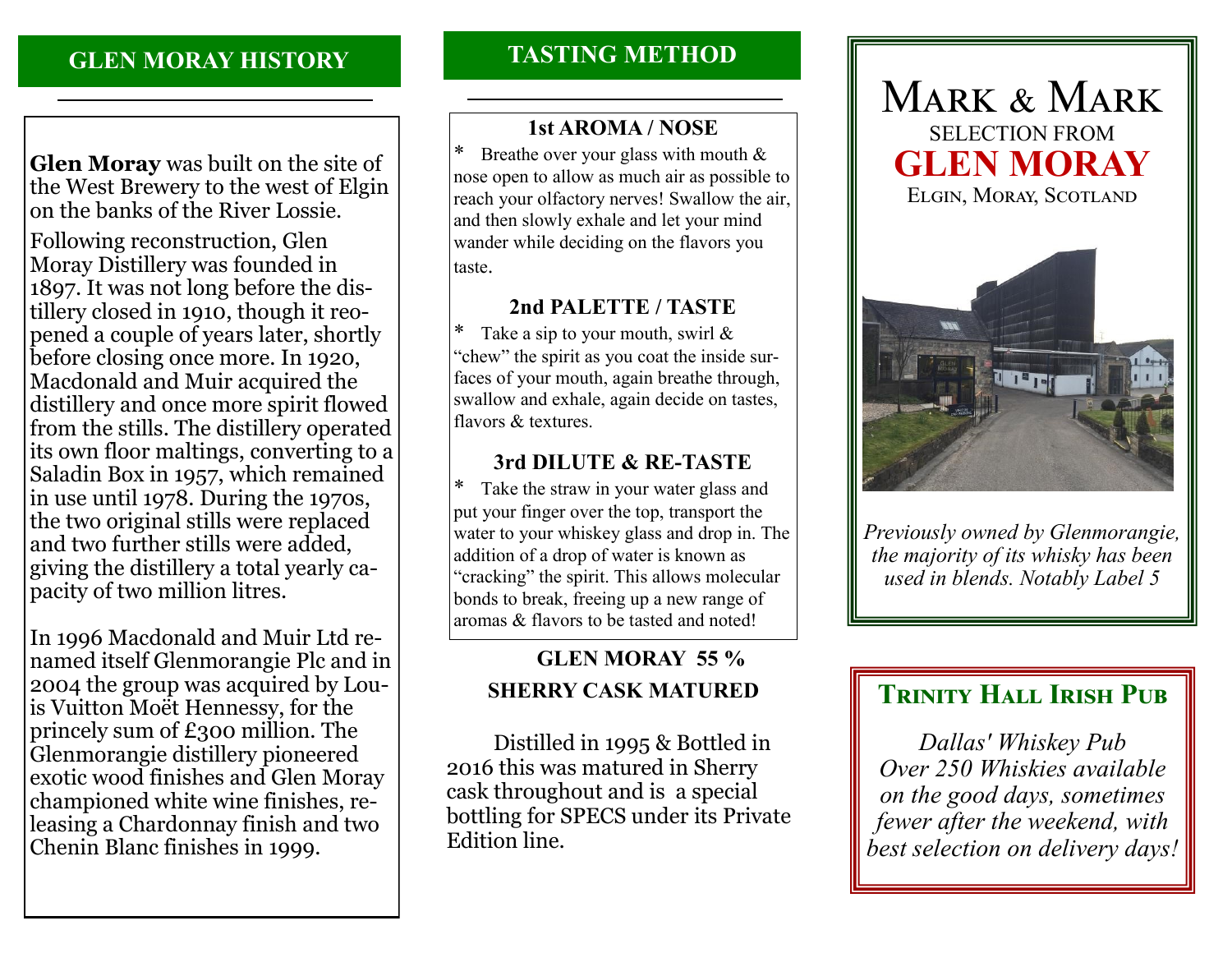## GLEN MORAY HISTORY

**Glen Moray** was built on the site of the West Brewery to the west of Elgin on the banks of the River Lossie.

Following reconstruction, Glen Moray Distillery was founded in 1897. It was not long before the distillery closed in 1910, though it reopened a couple of years later, shortly before closing once more. In 1920, Macdonald and Muir acquired the distillery and once more spirit flowed from the stills. The distillery operated its own floor maltings, converting to a Saladin Box in 1957, which remained in use until 1978. During the 1970s, the two original stills were replaced and two further stills were added, giving the distillery a total yearly capacity of two million litres.

In 1996 Macdonald and Muir Ltd renamed itself Glenmorangie Plc and in 2004 the group was acquired by Louis Vuitton Moët Hennessy, for the princely sum of £300 million. The Glenmorangie distillery pioneered exotic wood finishes and Glen Moray championed white wine finishes, releasing a Chardonnay finish and two Chenin Blanc finishes in 1999.

## TASTING METHOD

### 1st AROMA / NOSE

* Breathe over your glass with mouth & nose open to allow as much air as possible to reach your olfactory nerves! Swallow the air, and then slowly exhale and let your mind wander while deciding on the flavors you taste.

### 2nd PALETTE / TASTE

* Take a sip to your mouth, swirl & "chew" the spirit as you coat the inside surfaces of your mouth, again breathe through, swallow and exhale, again decide on tastes, flavors & textures.

### 3rd DILUTE & RE-TASTE

* Take the straw in your water glass and put your finger over the top, transport the water to your whiskey glass and drop in. The addition of a drop of water is known as "cracking" the spirit. This allows molecular bonds to break, freeing up a new range of aromas & flavors to be tasted and noted!

### GLEN MORAY 55 %
### SHERRY CASK MATURED

Distilled in 1995 & Bottled in 2016 this was matured in Sherry cask throughout and is a special bottling for SPECS under its Private Edition line.

# MARK & MARK

SELECTION FROM

# GLEN MORAY

ELGIN, MORAY, SCOTLAND

*Previously owned by Glenmorangie, the majority of its whisky has been used in blends. Notably Label 5*

## TRINITY HALL IRISH PUB

*Dallas' Whiskey Pub
Over 250 Whiskies available on the good days, sometimes fewer after the weekend, with best selection on delivery days!*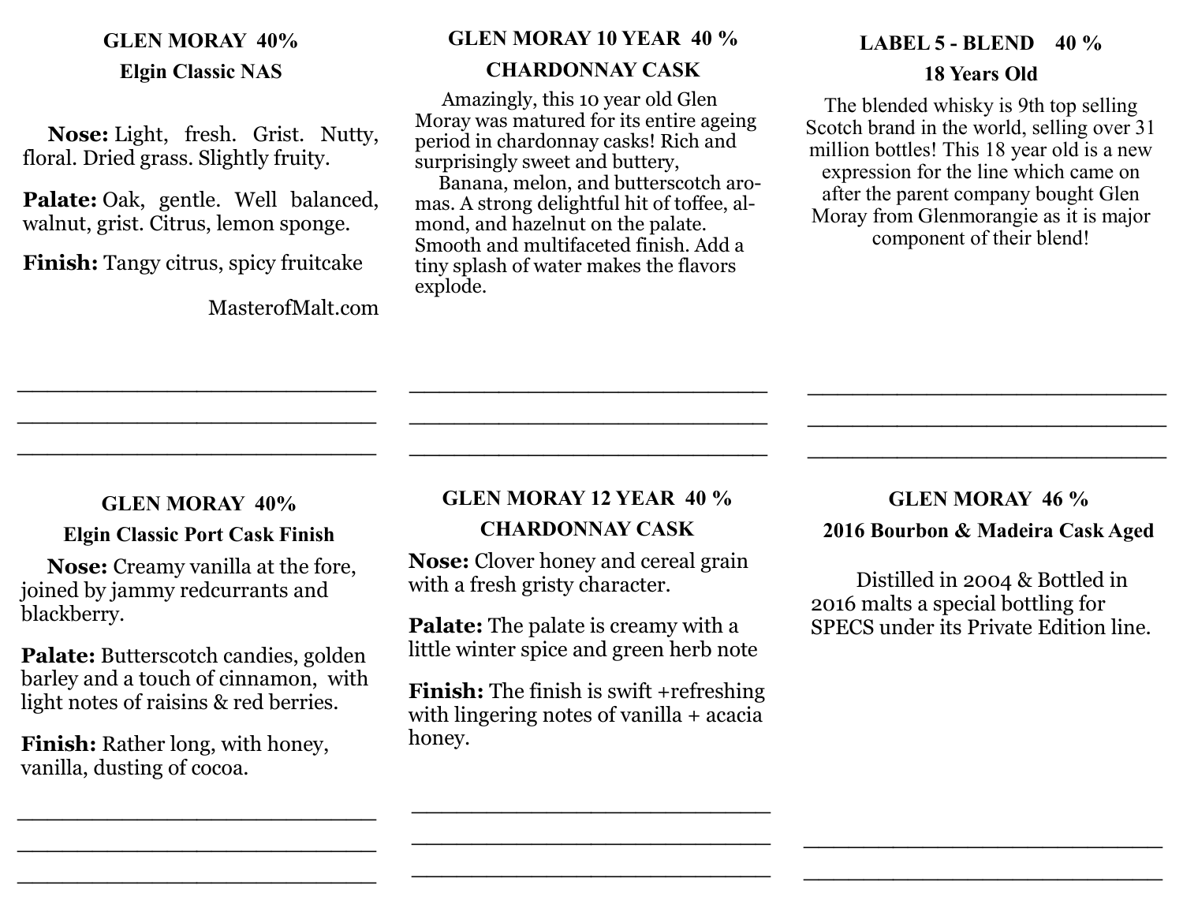## GLEN MORAY 40%

### Elgin Classic NAS

**Nose:** Light, fresh. Grist. Nutty, floral. Dried grass. Slightly fruity.

**Palate:** Oak, gentle. Well balanced, walnut, grist. Citrus, lemon sponge.

**Finish:** Tangy citrus, spicy fruitcake

MasterofMalt.com

_______________________________

_______________________________

_______________________________

## GLEN MORAY 10 YEAR 40 %

### CHARDONNAY CASK

Amazingly, this 10 year old Glen Moray was matured for its entire ageing period in chardonnay casks! Rich and surprisingly sweet and buttery,

Banana, melon, and butterscotch aromas. A strong delightful hit of toffee, almond, and hazelnut on the palate. Smooth and multifaceted finish. Add a tiny splash of water makes the flavors explode.

_______________________________

_______________________________

_______________________________

## LABEL 5 - BLEND 40 %

### 18 Years Old

The blended whisky is 9th top selling Scotch brand in the world, selling over 31 million bottles! This 18 year old is a new expression for the line which came on after the parent company bought Glen Moray from Glenmorangie as it is major component of their blend!

_______________________________

_______________________________

_______________________________

## GLEN MORAY 40%

### Elgin Classic Port Cask Finish

**Nose:** Creamy vanilla at the fore, joined by jammy redcurrants and blackberry.

**Palate:** Butterscotch candies, golden barley and a touch of cinnamon, with light notes of raisins & red berries.

**Finish:** Rather long, with honey, vanilla, dusting of cocoa.

_______________________________

_______________________________

_______________________________

## GLEN MORAY 12 YEAR 40 %

### CHARDONNAY CASK

**Nose:** Clover honey and cereal grain with a fresh gristy character.

**Palate:** The palate is creamy with a little winter spice and green herb note

**Finish:** The finish is swift +refreshing with lingering notes of vanilla + acacia honey.

_______________________________

_______________________________

_______________________________

## GLEN MORAY 46 %

### 2016 Bourbon & Madeira Cask Aged

Distilled in 2004 & Bottled in 2016 malts a special bottling for SPECS under its Private Edition line.

_______________________________

_______________________________